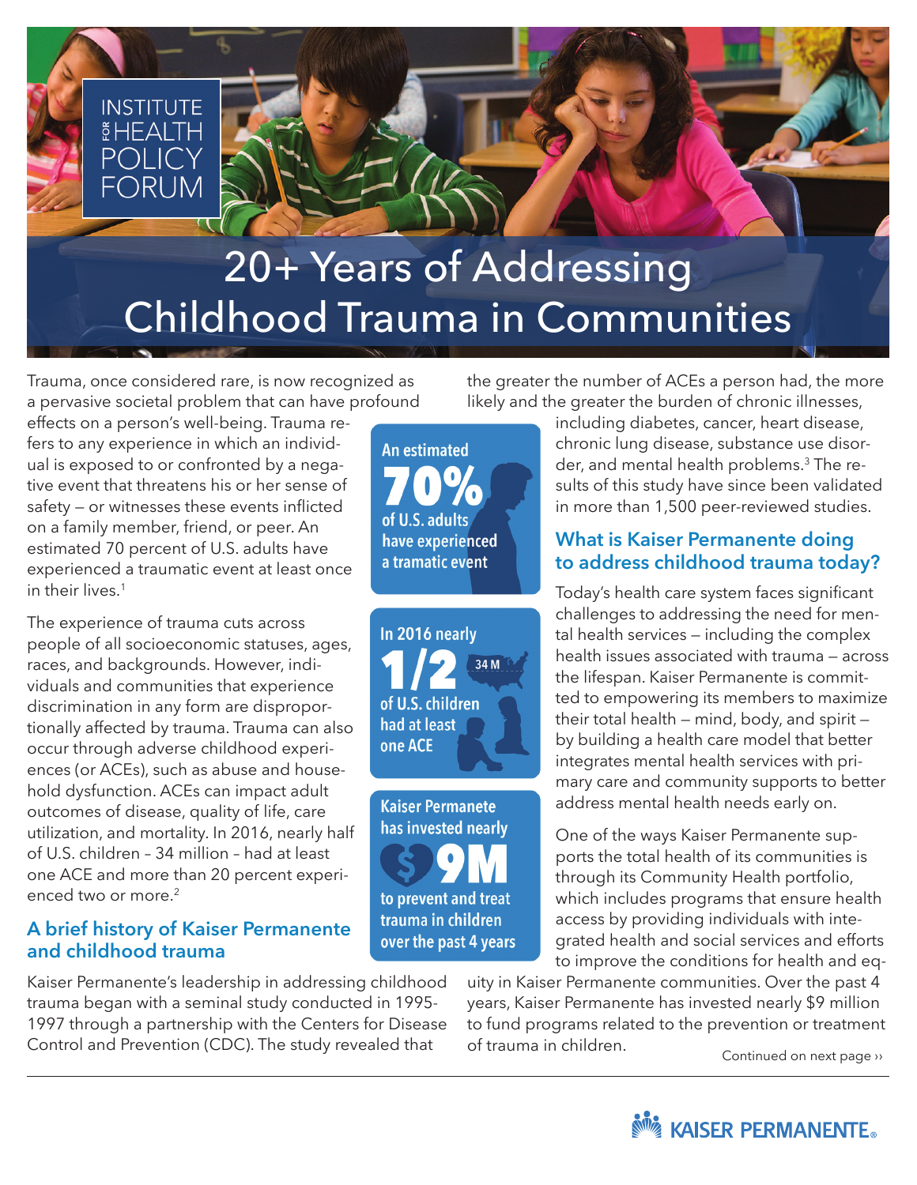INSTITUTE FOR HEALTH POLICY FORUM

# 20+ Years of Addressing Childhood Trauma in Communities

Trauma, once considered rare, is now recognized as a pervasive societal problem that can have profound effects on a person's well-being. Trauma refers to any experience in which an individual is exposed to or confronted by a negative event that threatens his or her sense of safety — or witnesses these events inflicted on a family member, friend, or peer. An estimated 70 percent of U.S. adults have experienced a traumatic event at least once in their lives.[1]

The experience of trauma cuts across people of all socioeconomic statuses, ages, races, and backgrounds. However, individuals and communities that experience discrimination in any form are disproportionally affected by trauma. Trauma can also occur through adverse childhood experiences (or ACEs), such as abuse and household dysfunction. ACEs can impact adult outcomes of disease, quality of life, care utilization, and mortality. In 2016, nearly half of U.S. children – 34 million – had at least one ACE and more than 20 percent experienced two or more.[2]

An estimated **70%** of U.S. adults have experienced a tramatic event

In 2016 nearly **1/2** (34 M) of U.S. children had at least one ACE

Kaiser Permanente has invested nearly **$9M** to prevent and treat trauma in children over the past 4 years

## A brief history of Kaiser Permanente and childhood trauma

Kaiser Permanente's leadership in addressing childhood trauma began with a seminal study conducted in 1995-1997 through a partnership with the Centers for Disease Control and Prevention (CDC). The study revealed that the greater the number of ACEs a person had, the more likely and the greater the burden of chronic illnesses, including diabetes, cancer, heart disease, chronic lung disease, substance use disorder, and mental health problems.[3] The results of this study have since been validated in more than 1,500 peer-reviewed studies.

## What is Kaiser Permanente doing to address childhood trauma today?

Today's health care system faces significant challenges to addressing the need for mental health services — including the complex health issues associated with trauma — across the lifespan. Kaiser Permanente is committed to empowering its members to maximize their total health — mind, body, and spirit — by building a health care model that better integrates mental health services with primary care and community supports to better address mental health needs early on.

One of the ways Kaiser Permanente supports the total health of its communities is through its Community Health portfolio, which includes programs that ensure health access by providing individuals with integrated health and social services and efforts to improve the conditions for health and equity in Kaiser Permanente communities. Over the past 4 years, Kaiser Permanente has invested nearly $9 million to fund programs related to the prevention or treatment of trauma in children.

Continued on next page ››

KAISER PERMANENTE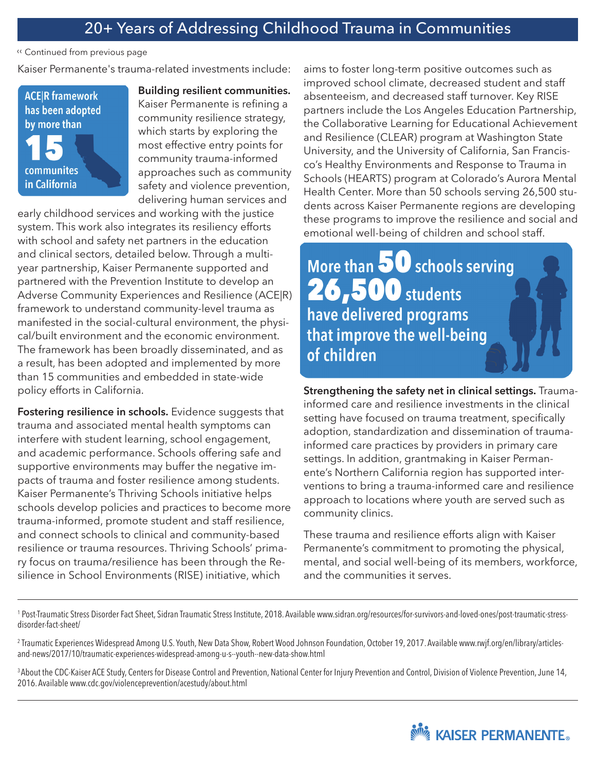# 20+ Years of Addressing Childhood Trauma in Communities

‹‹ Continued from previous page

Kaiser Permanente's trauma-related investments include:

**ACE|R framework has been adopted by more than 15 communites in California**

**Building resilient communities.** Kaiser Permanente is refining a community resilience strategy, which starts by exploring the most effective entry points for community trauma-informed approaches such as community safety and violence prevention, delivering human services and early childhood services and working with the justice system. This work also integrates its resiliency efforts with school and safety net partners in the education and clinical sectors, detailed below. Through a multi-year partnership, Kaiser Permanente supported and partnered with the Prevention Institute to develop an Adverse Community Experiences and Resilience (ACE|R) framework to understand community-level trauma as manifested in the social-cultural environment, the physical/built environment and the economic environment. The framework has been broadly disseminated, and as a result, has been adopted and implemented by more than 15 communities and embedded in state-wide policy efforts in California.

**Fostering resilience in schools.** Evidence suggests that trauma and associated mental health symptoms can interfere with student learning, school engagement, and academic performance. Schools offering safe and supportive environments may buffer the negative impacts of trauma and foster resilience among students. Kaiser Permanente's Thriving Schools initiative helps schools develop policies and practices to become more trauma-informed, promote student and staff resilience, and connect schools to clinical and community-based resilience or trauma resources. Thriving Schools' primary focus on trauma/resilience has been through the Resilience in School Environments (RISE) initiative, which aims to foster long-term positive outcomes such as improved school climate, decreased student and staff absenteeism, and decreased staff turnover. Key RISE partners include the Los Angeles Education Partnership, the Collaborative Learning for Educational Achievement and Resilience (CLEAR) program at Washington State University, and the University of California, San Francisco's Healthy Environments and Response to Trauma in Schools (HEARTS) program at Colorado's Aurora Mental Health Center. More than 50 schools serving 26,500 students across Kaiser Permanente regions are developing these programs to improve the resilience and social and emotional well-being of children and school staff.

**More than 50 schools serving 26,500 students have delivered programs that improve the well-being of children**

**Strengthening the safety net in clinical settings.** Trauma-informed care and resilience investments in the clinical setting have focused on trauma treatment, specifically adoption, standardization and dissemination of trauma-informed care practices by providers in primary care settings. In addition, grantmaking in Kaiser Permanente's Northern California region has supported interventions to bring a trauma-informed care and resilience approach to locations where youth are served such as community clinics.

These trauma and resilience efforts align with Kaiser Permanente's commitment to promoting the physical, mental, and social well-being of its members, workforce, and the communities it serves.

---

[1] Post-Traumatic Stress Disorder Fact Sheet, Sidran Traumatic Stress Institute, 2018. Available www.sidran.org/resources/for-survivors-and-loved-ones/post-traumatic-stress-disorder-fact-sheet/

[2] Traumatic Experiences Widespread Among U.S. Youth, New Data Show, Robert Wood Johnson Foundation, October 19, 2017. Available www.rwjf.org/en/library/articles-and-news/2017/10/traumatic-experiences-widespread-among-u-s--youth--new-data-show.html

[3] About the CDC-Kaiser ACE Study, Centers for Disease Control and Prevention, National Center for Injury Prevention and Control, Division of Violence Prevention, June 14, 2016. Available www.cdc.gov/violenceprevention/acestudy/about.html

KAISER PERMANENTE®